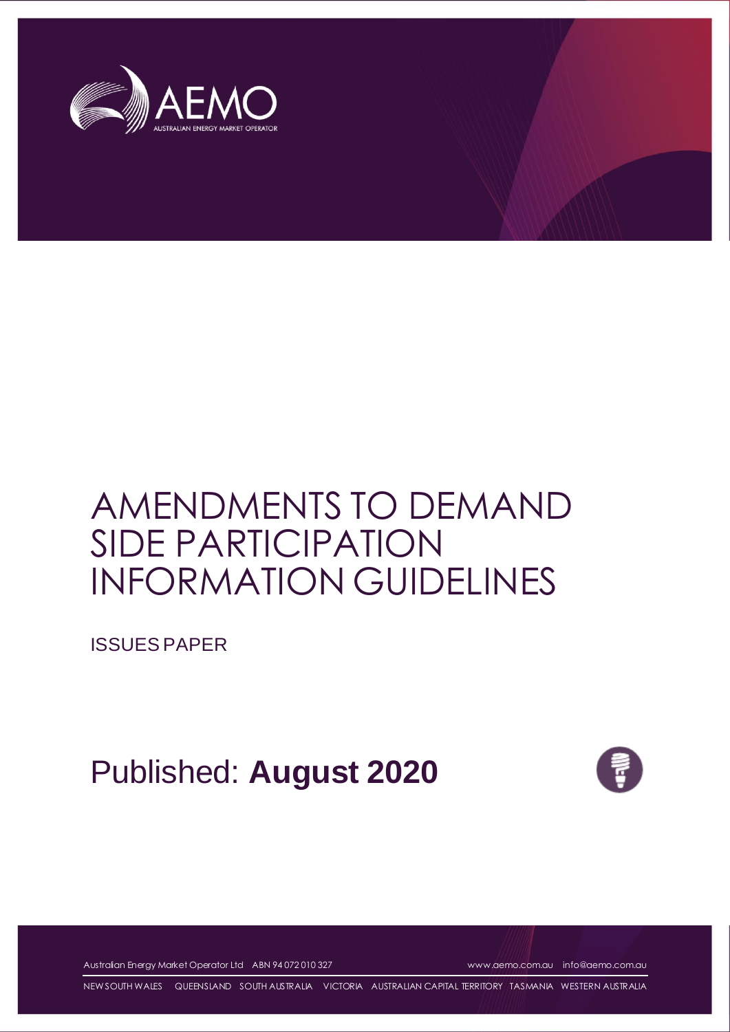# AMENDMENTS TO DEMAND SIDE PARTICIPATION INFORMATION GUIDELINES

ISSUES PAPER

Published: **August 2020**

Australian Energy Market Operator Ltd ABN 94 072 010 327 www.aemo.com.au info@aemo.com.au

NEW SOUTH WALES QUEENSLAND SOUTH AUSTRALIA VICTORIA AUSTRALIAN CAPITAL TERRITORY TASMANIA WESTERN AUSTRALIA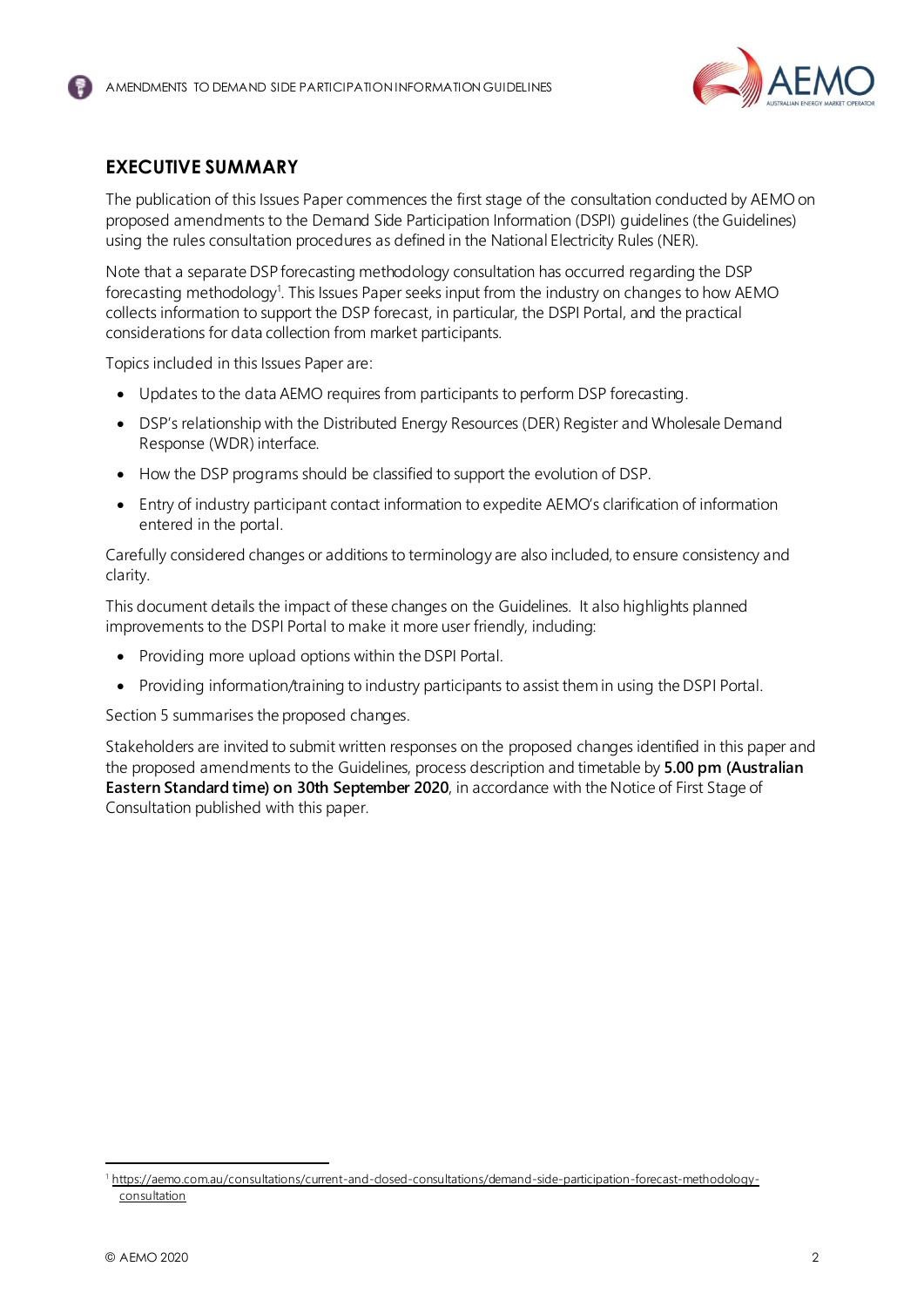## EXECUTIVE SUMMARY

The publication of this Issues Paper commences the first stage of the consultation conducted by AEMO on proposed amendments to the Demand Side Participation Information (DSPI) guidelines (the Guidelines) using the rules consultation procedures as defined in the National Electricity Rules (NER).

Note that a separate DSP forecasting methodology consultation has occurred regarding the DSP forecasting methodology[1]. This Issues Paper seeks input from the industry on changes to how AEMO collects information to support the DSP forecast, in particular, the DSPI Portal, and the practical considerations for data collection from market participants.

Topics included in this Issues Paper are:

- Updates to the data AEMO requires from participants to perform DSP forecasting.
- DSP's relationship with the Distributed Energy Resources (DER) Register and Wholesale Demand Response (WDR) interface.
- How the DSP programs should be classified to support the evolution of DSP.
- Entry of industry participant contact information to expedite AEMO's clarification of information entered in the portal.

Carefully considered changes or additions to terminology are also included, to ensure consistency and clarity.

This document details the impact of these changes on the Guidelines. It also highlights planned improvements to the DSPI Portal to make it more user friendly, including:

- Providing more upload options within the DSPI Portal.
- Providing information/training to industry participants to assist them in using the DSPI Portal.

Section 5 summarises the proposed changes.

Stakeholders are invited to submit written responses on the proposed changes identified in this paper and the proposed amendments to the Guidelines, process description and timetable by **5.00 pm (Australian Eastern Standard time) on 30th September 2020**, in accordance with the Notice of First Stage of Consultation published with this paper.

[1] https://aemo.com.au/consultations/current-and-closed-consultations/demand-side-participation-forecast-methodology-consultation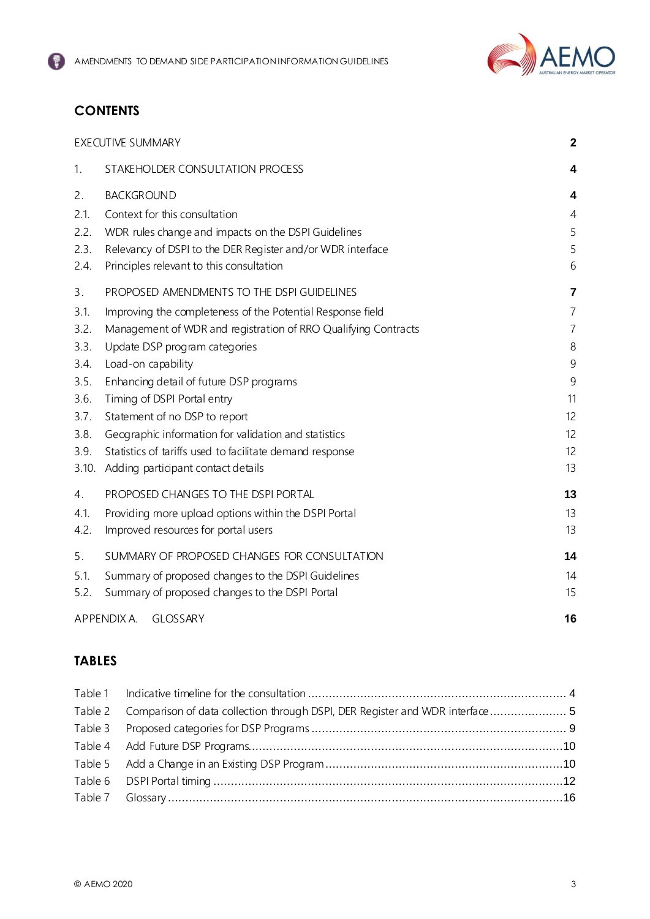## CONTENTS

| | |
|---|---|
| EXECUTIVE SUMMARY | **2** |
| 1. STAKEHOLDER CONSULTATION PROCESS | **4** |
| 2. BACKGROUND | **4** |
| 2.1. Context for this consultation | 4 |
| 2.2. WDR rules change and impacts on the DSPI Guidelines | 5 |
| 2.3. Relevancy of DSPI to the DER Register and/or WDR interface | 5 |
| 2.4. Principles relevant to this consultation | 6 |
| 3. PROPOSED AMENDMENTS TO THE DSPI GUIDELINES | **7** |
| 3.1. Improving the completeness of the Potential Response field | 7 |
| 3.2. Management of WDR and registration of RRO Qualifying Contracts | 7 |
| 3.3. Update DSP program categories | 8 |
| 3.4. Load-on capability | 9 |
| 3.5. Enhancing detail of future DSP programs | 9 |
| 3.6. Timing of DSPI Portal entry | 11 |
| 3.7. Statement of no DSP to report | 12 |
| 3.8. Geographic information for validation and statistics | 12 |
| 3.9. Statistics of tariffs used to facilitate demand response | 12 |
| 3.10. Adding participant contact details | 13 |
| 4. PROPOSED CHANGES TO THE DSPI PORTAL | **13** |
| 4.1. Providing more upload options within the DSPI Portal | 13 |
| 4.2. Improved resources for portal users | 13 |
| 5. SUMMARY OF PROPOSED CHANGES FOR CONSULTATION | **14** |
| 5.1. Summary of proposed changes to the DSPI Guidelines | 14 |
| 5.2. Summary of proposed changes to the DSPI Portal | 15 |
| APPENDIX A. GLOSSARY | **16** |

## TABLES

| | | |
|---|---|---|
| Table 1 | Indicative timeline for the consultation | 4 |
| Table 2 | Comparison of data collection through DSPI, DER Register and WDR interface | 5 |
| Table 3 | Proposed categories for DSP Programs | 9 |
| Table 4 | Add Future DSP Programs | 10 |
| Table 5 | Add a Change in an Existing DSP Program | 10 |
| Table 6 | DSPI Portal timing | 12 |
| Table 7 | Glossary | 16 |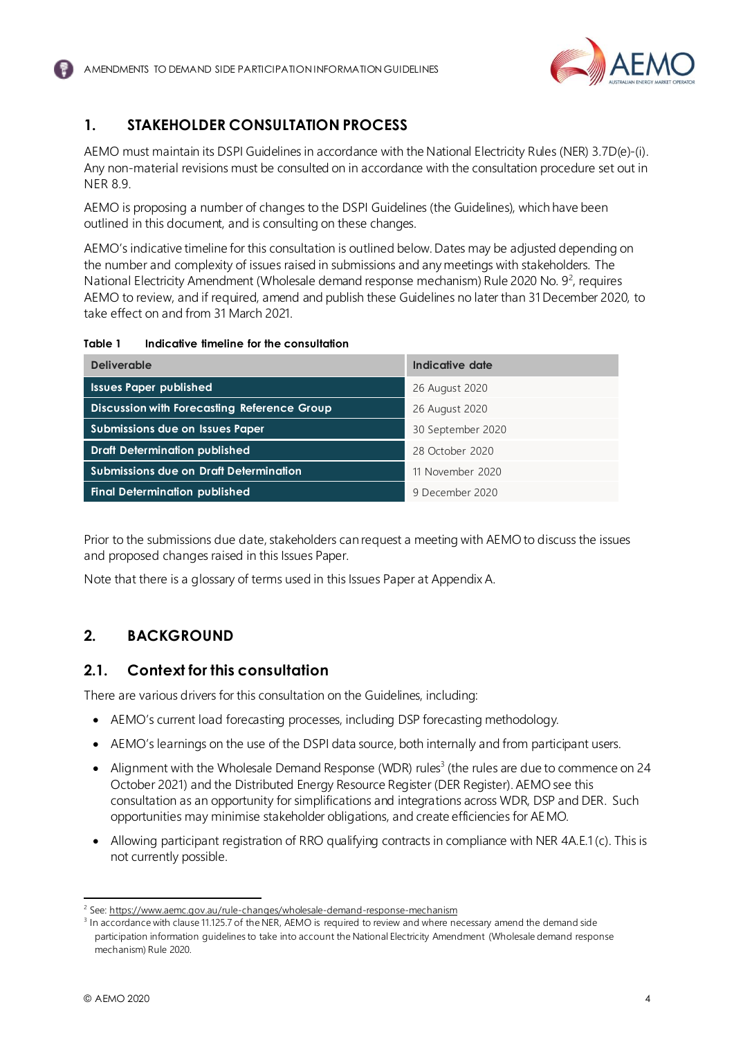# 1. STAKEHOLDER CONSULTATION PROCESS

AEMO must maintain its DSPI Guidelines in accordance with the National Electricity Rules (NER) 3.7D(e)-(i). Any non-material revisions must be consulted on in accordance with the consultation procedure set out in NER 8.9.

AEMO is proposing a number of changes to the DSPI Guidelines (the Guidelines), which have been outlined in this document, and is consulting on these changes.

AEMO's indicative timeline for this consultation is outlined below. Dates may be adjusted depending on the number and complexity of issues raised in submissions and any meetings with stakeholders. The National Electricity Amendment (Wholesale demand response mechanism) Rule 2020 No. 9[2], requires AEMO to review, and if required, amend and publish these Guidelines no later than 31 December 2020, to take effect on and from 31 March 2021.

**Table 1 Indicative timeline for the consultation**

| Deliverable | Indicative date |
|---|---|
| Issues Paper published | 26 August 2020 |
| Discussion with Forecasting Reference Group | 26 August 2020 |
| Submissions due on Issues Paper | 30 September 2020 |
| Draft Determination published | 28 October 2020 |
| Submissions due on Draft Determination | 11 November 2020 |
| Final Determination published | 9 December 2020 |

Prior to the submissions due date, stakeholders can request a meeting with AEMO to discuss the issues and proposed changes raised in this Issues Paper.

Note that there is a glossary of terms used in this Issues Paper at Appendix A.

# 2. BACKGROUND

## 2.1. Context for this consultation

There are various drivers for this consultation on the Guidelines, including:

- AEMO's current load forecasting processes, including DSP forecasting methodology.
- AEMO's learnings on the use of the DSPI data source, both internally and from participant users.
- Alignment with the Wholesale Demand Response (WDR) rules[3] (the rules are due to commence on 24 October 2021) and the Distributed Energy Resource Register (DER Register). AEMO see this consultation as an opportunity for simplifications and integrations across WDR, DSP and DER. Such opportunities may minimise stakeholder obligations, and create efficiencies for AEMO.
- Allowing participant registration of RRO qualifying contracts in compliance with NER 4A.E.1 (c). This is not currently possible.

---

[2] See: https://www.aemc.gov.au/rule-changes/wholesale-demand-response-mechanism

[3] In accordance with clause 11.125.7 of the NER, AEMO is required to review and where necessary amend the demand side participation information guidelines to take into account the National Electricity Amendment (Wholesale demand response mechanism) Rule 2020.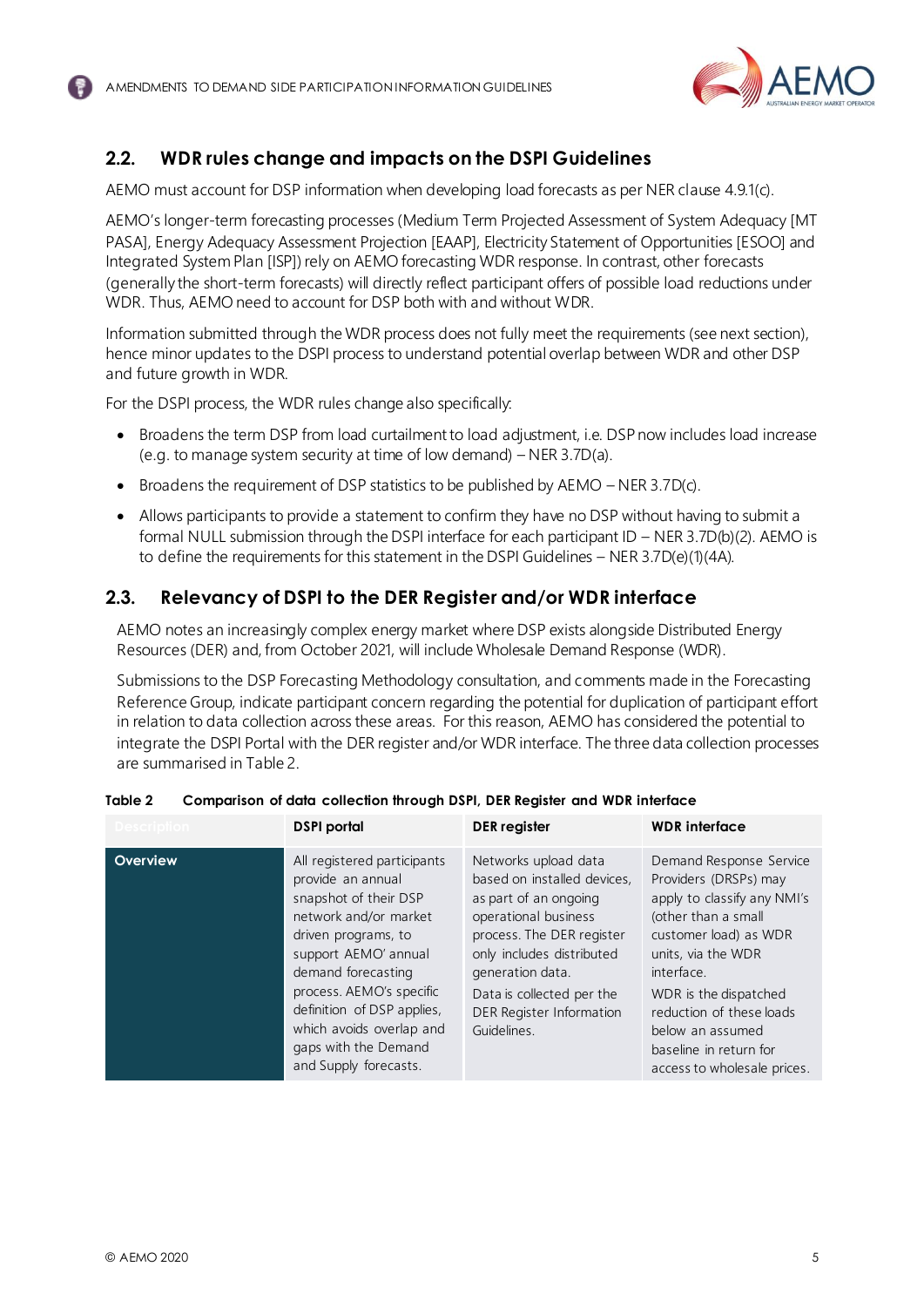## 2.2. WDR rules change and impacts on the DSPI Guidelines

AEMO must account for DSP information when developing load forecasts as per NER clause 4.9.1(c).

AEMO's longer-term forecasting processes (Medium Term Projected Assessment of System Adequacy [MT PASA], Energy Adequacy Assessment Projection [EAAP], Electricity Statement of Opportunities [ESOO] and Integrated System Plan [ISP]) rely on AEMO forecasting WDR response. In contrast, other forecasts (generally the short-term forecasts) will directly reflect participant offers of possible load reductions under WDR. Thus, AEMO need to account for DSP both with and without WDR.

Information submitted through the WDR process does not fully meet the requirements (see next section), hence minor updates to the DSPI process to understand potential overlap between WDR and other DSP and future growth in WDR.

For the DSPI process, the WDR rules change also specifically:

- Broadens the term DSP from load curtailment to load adjustment, i.e. DSP now includes load increase (e.g. to manage system security at time of low demand) – NER 3.7D(a).
- Broadens the requirement of DSP statistics to be published by AEMO – NER 3.7D(c).
- Allows participants to provide a statement to confirm they have no DSP without having to submit a formal NULL submission through the DSPI interface for each participant ID – NER 3.7D(b)(2). AEMO is to define the requirements for this statement in the DSPI Guidelines – NER 3.7D(e)(1)(4A).

## 2.3. Relevancy of DSPI to the DER Register and/or WDR interface

AEMO notes an increasingly complex energy market where DSP exists alongside Distributed Energy Resources (DER) and, from October 2021, will include Wholesale Demand Response (WDR).

Submissions to the DSP Forecasting Methodology consultation, and comments made in the Forecasting Reference Group, indicate participant concern regarding the potential for duplication of participant effort in relation to data collection across these areas. For this reason, AEMO has considered the potential to integrate the DSPI Portal with the DER register and/or WDR interface. The three data collection processes are summarised in Table 2.

**Table 2 Comparison of data collection through DSPI, DER Register and WDR interface**

| Description | DSPI portal | DER register | WDR interface |
|---|---|---|---|
| **Overview** | All registered participants provide an annual snapshot of their DSP network and/or market driven programs, to support AEMO' annual demand forecasting process. AEMO's specific definition of DSP applies, which avoids overlap and gaps with the Demand and Supply forecasts. | Networks upload data based on installed devices, as part of an ongoing operational business process. The DER register only includes distributed generation data.<br><br>Data is collected per the DER Register Information Guidelines. | Demand Response Service Providers (DRSPs) may apply to classify any NMI's (other than a small customer load) as WDR units, via the WDR interface.<br><br>WDR is the dispatched reduction of these loads below an assumed baseline in return for access to wholesale prices. |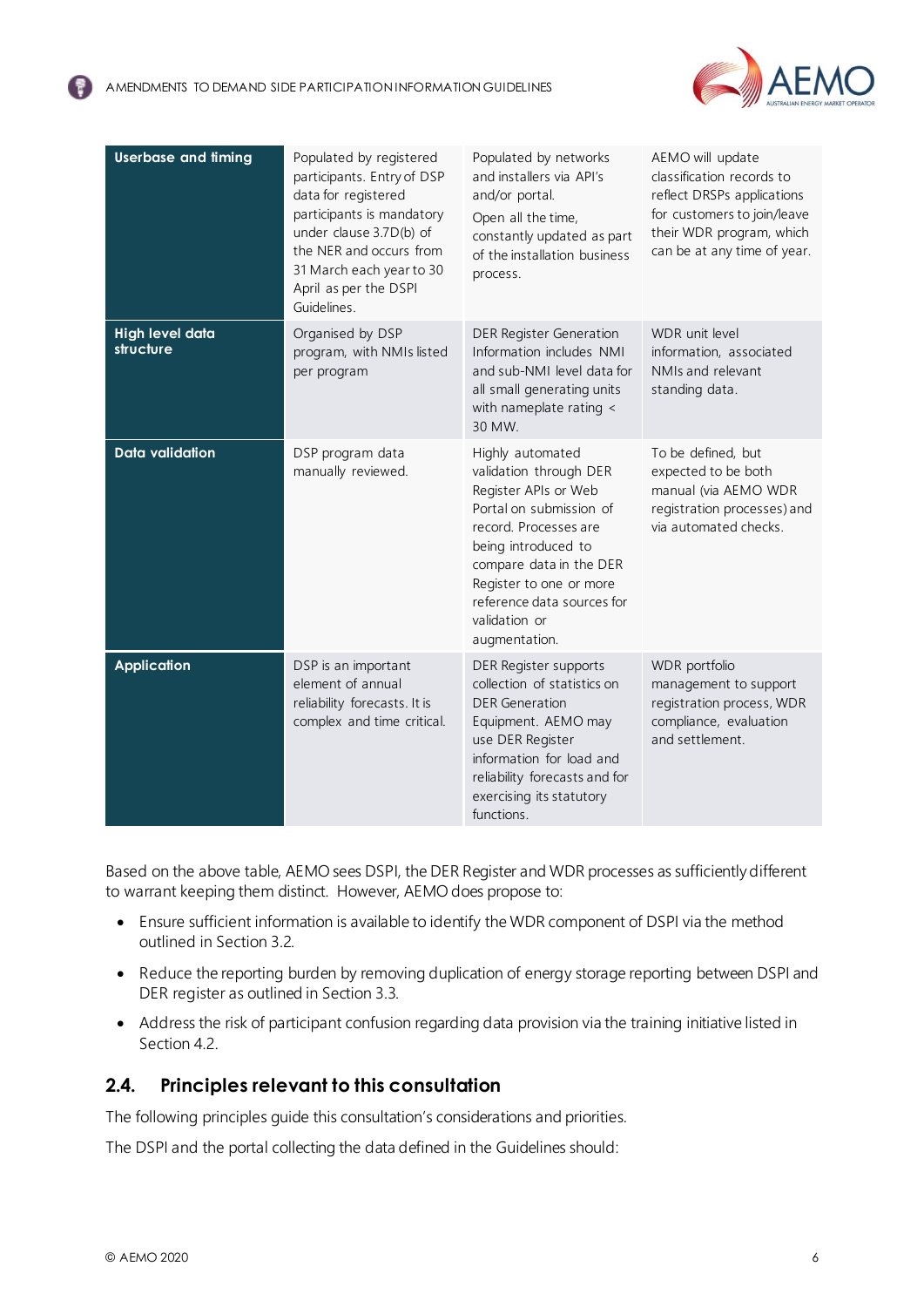| | | | |
|---|---|---|---|
| **Userbase and timing** | Populated by registered participants. Entry of DSP data for registered participants is mandatory under clause 3.7D(b) of the NER and occurs from 31 March each year to 30 April as per the DSPI Guidelines. | Populated by networks and installers via API's and/or portal. Open all the time, constantly updated as part of the installation business process. | AEMO will update classification records to reflect DRSPs applications for customers to join/leave their WDR program, which can be at any time of year. |
| **High level data structure** | Organised by DSP program, with NMIs listed per program | DER Register Generation Information includes NMI and sub-NMI level data for all small generating units with nameplate rating < 30 MW. | WDR unit level information, associated NMIs and relevant standing data. |
| **Data validation** | DSP program data manually reviewed. | Highly automated validation through DER Register APIs or Web Portal on submission of record. Processes are being introduced to compare data in the DER Register to one or more reference data sources for validation or augmentation. | To be defined, but expected to be both manual (via AEMO WDR registration processes) and via automated checks. |
| **Application** | DSP is an important element of annual reliability forecasts. It is complex and time critical. | DER Register supports collection of statistics on DER Generation Equipment. AEMO may use DER Register information for load and reliability forecasts and for exercising its statutory functions. | WDR portfolio management to support registration process, WDR compliance, evaluation and settlement. |

Based on the above table, AEMO sees DSPI, the DER Register and WDR processes as sufficiently different to warrant keeping them distinct. However, AEMO does propose to:

- Ensure sufficient information is available to identify the WDR component of DSPI via the method outlined in Section 3.2.
- Reduce the reporting burden by removing duplication of energy storage reporting between DSPI and DER register as outlined in Section 3.3.
- Address the risk of participant confusion regarding data provision via the training initiative listed in Section 4.2.

## 2.4. Principles relevant to this consultation

The following principles guide this consultation's considerations and priorities.

The DSPI and the portal collecting the data defined in the Guidelines should: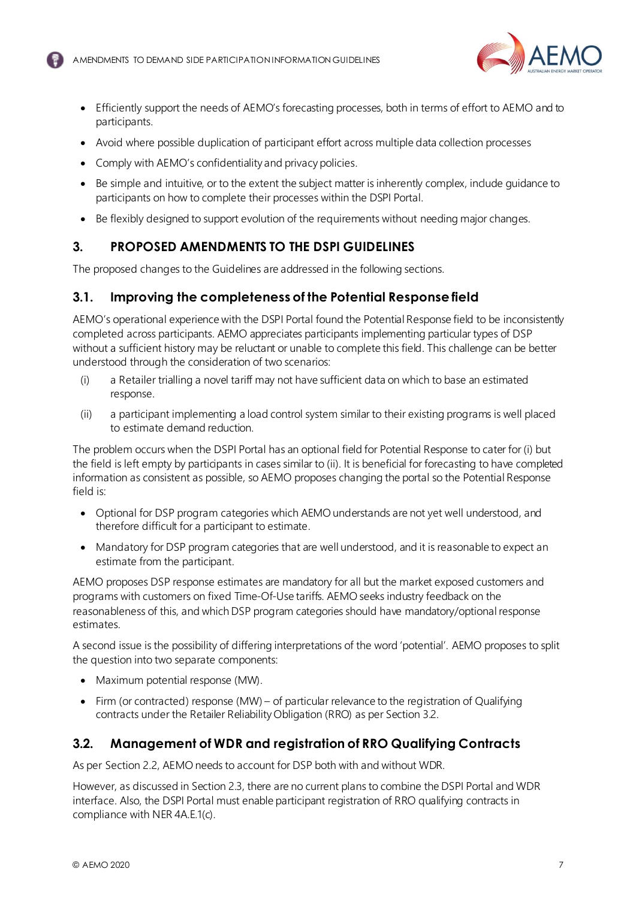- Efficiently support the needs of AEMO's forecasting processes, both in terms of effort to AEMO and to participants.
- Avoid where possible duplication of participant effort across multiple data collection processes
- Comply with AEMO's confidentiality and privacy policies.
- Be simple and intuitive, or to the extent the subject matter is inherently complex, include guidance to participants on how to complete their processes within the DSPI Portal.
- Be flexibly designed to support evolution of the requirements without needing major changes.

# 3. PROPOSED AMENDMENTS TO THE DSPI GUIDELINES

The proposed changes to the Guidelines are addressed in the following sections.

## 3.1. Improving the completeness of the Potential Response field

AEMO's operational experience with the DSPI Portal found the Potential Response field to be inconsistently completed across participants. AEMO appreciates participants implementing particular types of DSP without a sufficient history may be reluctant or unable to complete this field. This challenge can be better understood through the consideration of two scenarios:

(i) a Retailer trialling a novel tariff may not have sufficient data on which to base an estimated response.

(ii) a participant implementing a load control system similar to their existing programs is well placed to estimate demand reduction.

The problem occurs when the DSPI Portal has an optional field for Potential Response to cater for (i) but the field is left empty by participants in cases similar to (ii). It is beneficial for forecasting to have completed information as consistent as possible, so AEMO proposes changing the portal so the Potential Response field is:

- Optional for DSP program categories which AEMO understands are not yet well understood, and therefore difficult for a participant to estimate.
- Mandatory for DSP program categories that are well understood, and it is reasonable to expect an estimate from the participant.

AEMO proposes DSP response estimates are mandatory for all but the market exposed customers and programs with customers on fixed Time-Of-Use tariffs. AEMO seeks industry feedback on the reasonableness of this, and which DSP program categories should have mandatory/optional response estimates.

A second issue is the possibility of differing interpretations of the word 'potential'. AEMO proposes to split the question into two separate components:

- Maximum potential response (MW).
- Firm (or contracted) response (MW) – of particular relevance to the registration of Qualifying contracts under the Retailer Reliability Obligation (RRO) as per Section 3.2.

## 3.2. Management of WDR and registration of RRO Qualifying Contracts

As per Section 2.2, AEMO needs to account for DSP both with and without WDR.

However, as discussed in Section 2.3, there are no current plans to combine the DSPI Portal and WDR interface. Also, the DSPI Portal must enable participant registration of RRO qualifying contracts in compliance with NER 4A.E.1(c).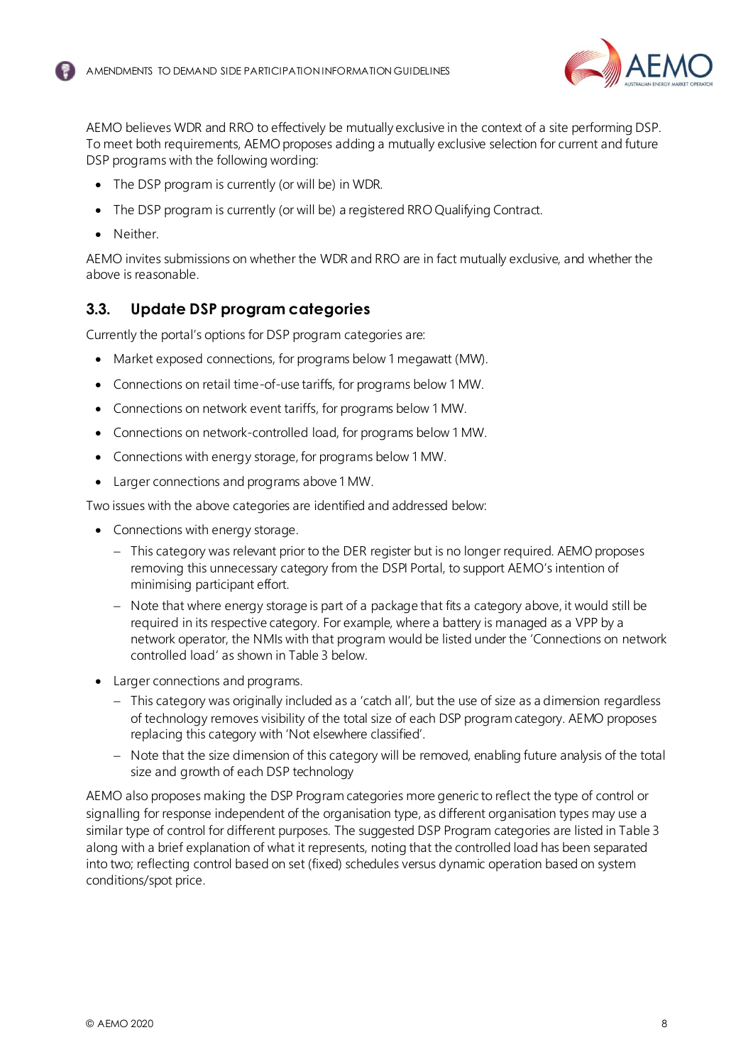AEMO believes WDR and RRO to effectively be mutually exclusive in the context of a site performing DSP. To meet both requirements, AEMO proposes adding a mutually exclusive selection for current and future DSP programs with the following wording:

- The DSP program is currently (or will be) in WDR.
- The DSP program is currently (or will be) a registered RRO Qualifying Contract.
- Neither.

AEMO invites submissions on whether the WDR and RRO are in fact mutually exclusive, and whether the above is reasonable.

## 3.3. Update DSP program categories

Currently the portal's options for DSP program categories are:

- Market exposed connections, for programs below 1 megawatt (MW).
- Connections on retail time-of-use tariffs, for programs below 1 MW.
- Connections on network event tariffs, for programs below 1 MW.
- Connections on network-controlled load, for programs below 1 MW.
- Connections with energy storage, for programs below 1 MW.
- Larger connections and programs above 1 MW.

Two issues with the above categories are identified and addressed below:

- Connections with energy storage.
  - This category was relevant prior to the DER register but is no longer required. AEMO proposes removing this unnecessary category from the DSPI Portal, to support AEMO's intention of minimising participant effort.
  - Note that where energy storage is part of a package that fits a category above, it would still be required in its respective category. For example, where a battery is managed as a VPP by a network operator, the NMIs with that program would be listed under the 'Connections on network controlled load' as shown in Table 3 below.
- Larger connections and programs.
  - This category was originally included as a 'catch all', but the use of size as a dimension regardless of technology removes visibility of the total size of each DSP program category. AEMO proposes replacing this category with 'Not elsewhere classified'.
  - Note that the size dimension of this category will be removed, enabling future analysis of the total size and growth of each DSP technology

AEMO also proposes making the DSP Program categories more generic to reflect the type of control or signalling for response independent of the organisation type, as different organisation types may use a similar type of control for different purposes. The suggested DSP Program categories are listed in Table 3 along with a brief explanation of what it represents, noting that the controlled load has been separated into two; reflecting control based on set (fixed) schedules versus dynamic operation based on system conditions/spot price.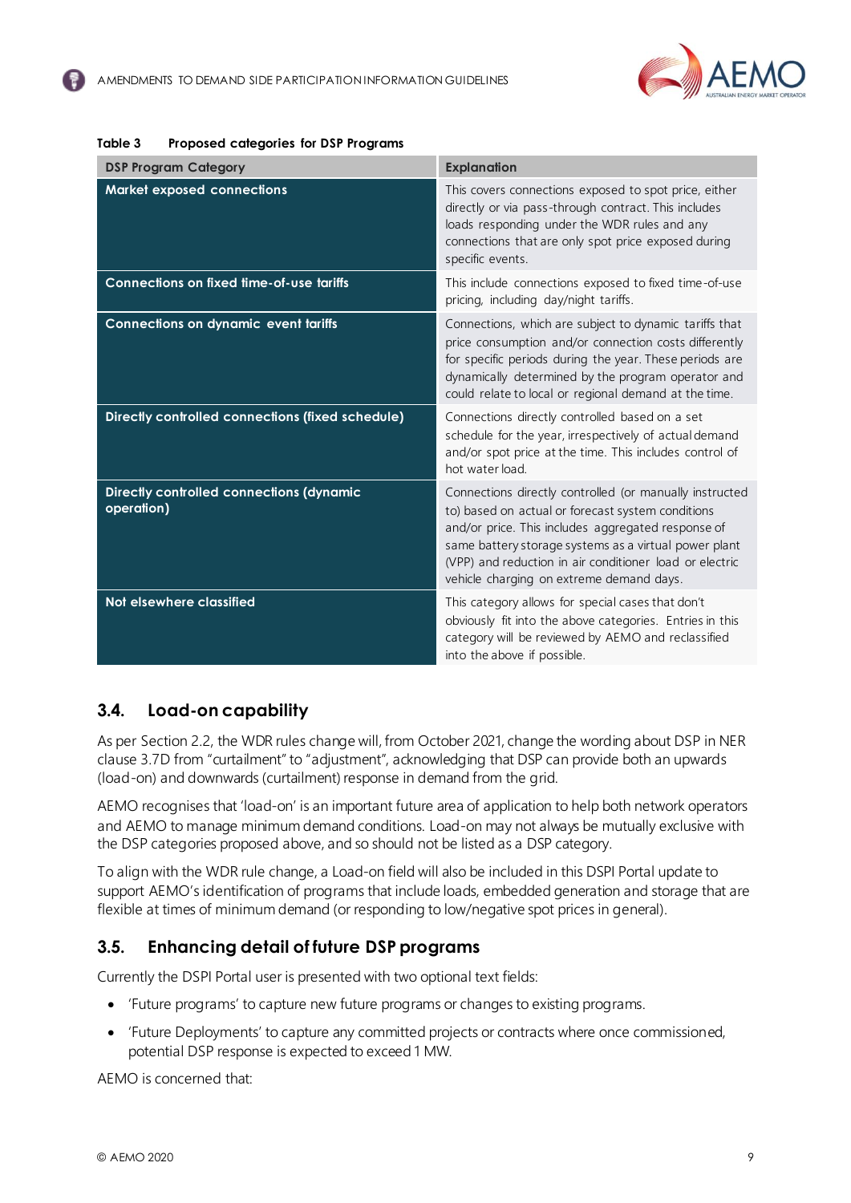Table 3 Proposed categories for DSP Programs

| DSP Program Category | Explanation |
| --- | --- |
| **Market exposed connections** | This covers connections exposed to spot price, either directly or via pass-through contract. This includes loads responding under the WDR rules and any connections that are only spot price exposed during specific events. |
| **Connections on fixed time-of-use tariffs** | This include connections exposed to fixed time-of-use pricing, including day/night tariffs. |
| **Connections on dynamic event tariffs** | Connections, which are subject to dynamic tariffs that price consumption and/or connection costs differently for specific periods during the year. These periods are dynamically determined by the program operator and could relate to local or regional demand at the time. |
| **Directly controlled connections (fixed schedule)** | Connections directly controlled based on a set schedule for the year, irrespectively of actual demand and/or spot price at the time. This includes control of hot water load. |
| **Directly controlled connections (dynamic operation)** | Connections directly controlled (or manually instructed to) based on actual or forecast system conditions and/or price. This includes aggregated response of same battery storage systems as a virtual power plant (VPP) and reduction in air conditioner load or electric vehicle charging on extreme demand days. |
| **Not elsewhere classified** | This category allows for special cases that don't obviously fit into the above categories. Entries in this category will be reviewed by AEMO and reclassified into the above if possible. |

## 3.4. Load-on capability

As per Section 2.2, the WDR rules change will, from October 2021, change the wording about DSP in NER clause 3.7D from "curtailment" to "adjustment", acknowledging that DSP can provide both an upwards (load-on) and downwards (curtailment) response in demand from the grid.

AEMO recognises that 'load-on' is an important future area of application to help both network operators and AEMO to manage minimum demand conditions. Load-on may not always be mutually exclusive with the DSP categories proposed above, and so should not be listed as a DSP category.

To align with the WDR rule change, a Load-on field will also be included in this DSPI Portal update to support AEMO's identification of programs that include loads, embedded generation and storage that are flexible at times of minimum demand (or responding to low/negative spot prices in general).

## 3.5. Enhancing detail of future DSP programs

Currently the DSPI Portal user is presented with two optional text fields:

- 'Future programs' to capture new future programs or changes to existing programs.
- 'Future Deployments' to capture any committed projects or contracts where once commissioned, potential DSP response is expected to exceed 1 MW.

AEMO is concerned that: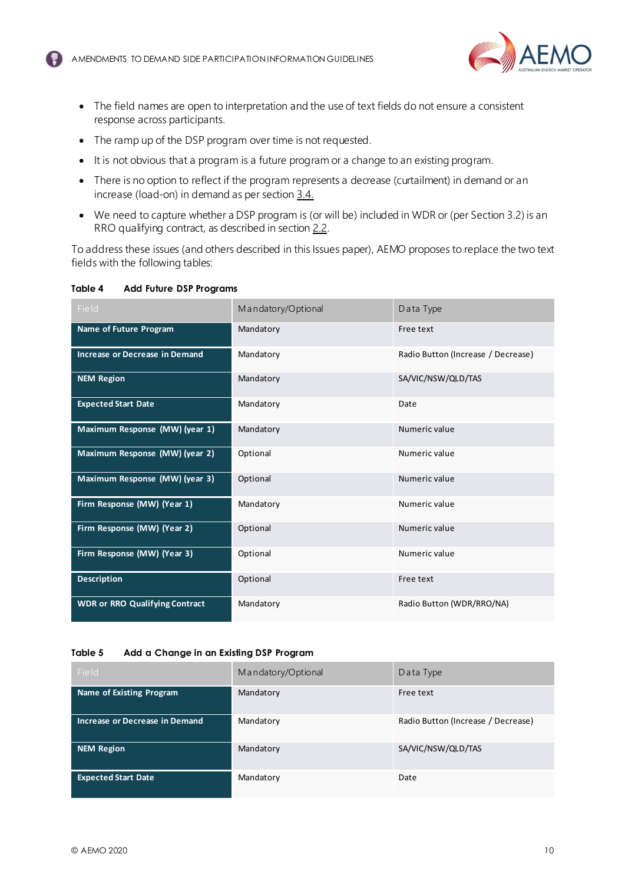- The field names are open to interpretation and the use of text fields do not ensure a consistent response across participants.
- The ramp up of the DSP program over time is not requested.
- It is not obvious that a program is a future program or a change to an existing program.
- There is no option to reflect if the program represents a decrease (curtailment) in demand or an increase (load-on) in demand as per section 3.4.
- We need to capture whether a DSP program is (or will be) included in WDR or (per Section 3.2) is an RRO qualifying contract, as described in section 2.2.

To address these issues (and others described in this Issues paper), AEMO proposes to replace the two text fields with the following tables:

**Table 4 Add Future DSP Programs**

| Field | Mandatory/Optional | Data Type |
|---|---|---|
| **Name of Future Program** | Mandatory | Free text |
| **Increase or Decrease in Demand** | Mandatory | Radio Button (Increase / Decrease) |
| **NEM Region** | Mandatory | SA/VIC/NSW/QLD/TAS |
| **Expected Start Date** | Mandatory | Date |
| **Maximum Response (MW) (year 1)** | Mandatory | Numeric value |
| **Maximum Response (MW) (year 2)** | Optional | Numeric value |
| **Maximum Response (MW) (year 3)** | Optional | Numeric value |
| **Firm Response (MW) (Year 1)** | Mandatory | Numeric value |
| **Firm Response (MW) (Year 2)** | Optional | Numeric value |
| **Firm Response (MW) (Year 3)** | Optional | Numeric value |
| **Description** | Optional | Free text |
| **WDR or RRO Qualifying Contract** | Mandatory | Radio Button (WDR/RRO/NA) |

**Table 5 Add a Change in an Existing DSP Program**

| Field | Mandatory/Optional | Data Type |
|---|---|---|
| **Name of Existing Program** | Mandatory | Free text |
| **Increase or Decrease in Demand** | Mandatory | Radio Button (Increase / Decrease) |
| **NEM Region** | Mandatory | SA/VIC/NSW/QLD/TAS |
| **Expected Start Date** | Mandatory | Date |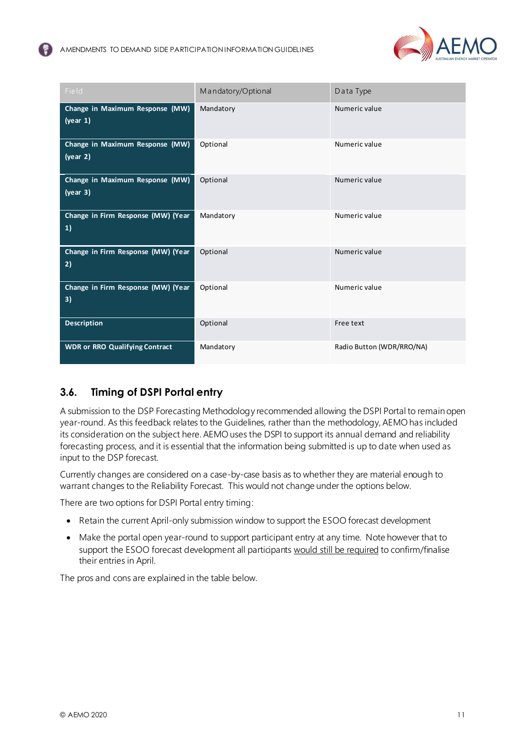| Field | Mandatory/Optional | Data Type |
| --- | --- | --- |
| **Change in Maximum Response (MW) (year 1)** | Mandatory | Numeric value |
| **Change in Maximum Response (MW) (year 2)** | Optional | Numeric value |
| **Change in Maximum Response (MW) (year 3)** | Optional | Numeric value |
| **Change in Firm Response (MW) (Year 1)** | Mandatory | Numeric value |
| **Change in Firm Response (MW) (Year 2)** | Optional | Numeric value |
| **Change in Firm Response (MW) (Year 3)** | Optional | Numeric value |
| **Description** | Optional | Free text |
| **WDR or RRO Qualifying Contract** | Mandatory | Radio Button (WDR/RRO/NA) |

## 3.6. Timing of DSPI Portal entry

A submission to the DSP Forecasting Methodology recommended allowing the DSPI Portal to remain open year-round. As this feedback relates to the Guidelines, rather than the methodology, AEMO has included its consideration on the subject here. AEMO uses the DSPI to support its annual demand and reliability forecasting process, and it is essential that the information being submitted is up to date when used as input to the DSP forecast.

Currently changes are considered on a case-by-case basis as to whether they are material enough to warrant changes to the Reliability Forecast. This would not change under the options below.

There are two options for DSPI Portal entry timing:

- Retain the current April-only submission window to support the ESOO forecast development
- Make the portal open year-round to support participant entry at any time. Note however that to support the ESOO forecast development all participants would still be required to confirm/finalise their entries in April.

The pros and cons are explained in the table below.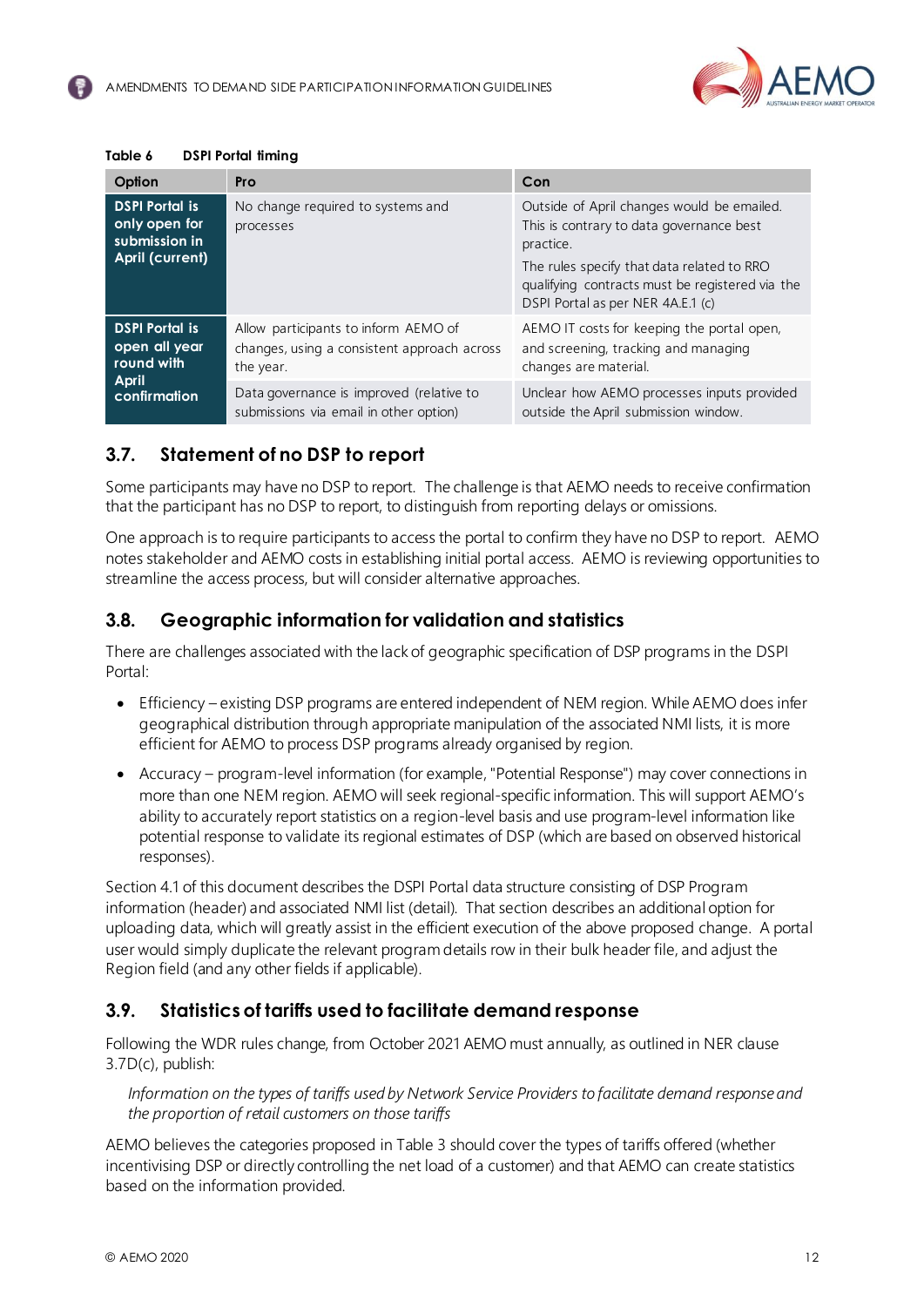**Table 6 DSPI Portal timing**

| Option | Pro | Con |
|---|---|---|
| **DSPI Portal is only open for submission in April (current)** | No change required to systems and processes | Outside of April changes would be emailed. This is contrary to data governance best practice. The rules specify that data related to RRO qualifying contracts must be registered via the DSPI Portal as per NER 4A.E.1 (c) |
| **DSPI Portal is open all year round with April confirmation** | Allow participants to inform AEMO of changes, using a consistent approach across the year. | AEMO IT costs for keeping the portal open, and screening, tracking and managing changes are material. |
| | Data governance is improved (relative to submissions via email in other option) | Unclear how AEMO processes inputs provided outside the April submission window. |

## 3.7. Statement of no DSP to report

Some participants may have no DSP to report. The challenge is that AEMO needs to receive confirmation that the participant has no DSP to report, to distinguish from reporting delays or omissions.

One approach is to require participants to access the portal to confirm they have no DSP to report. AEMO notes stakeholder and AEMO costs in establishing initial portal access. AEMO is reviewing opportunities to streamline the access process, but will consider alternative approaches.

## 3.8. Geographic information for validation and statistics

There are challenges associated with the lack of geographic specification of DSP programs in the DSPI Portal:

- Efficiency – existing DSP programs are entered independent of NEM region. While AEMO does infer geographical distribution through appropriate manipulation of the associated NMI lists, it is more efficient for AEMO to process DSP programs already organised by region.
- Accuracy – program-level information (for example, "Potential Response") may cover connections in more than one NEM region. AEMO will seek regional-specific information. This will support AEMO's ability to accurately report statistics on a region-level basis and use program-level information like potential response to validate its regional estimates of DSP (which are based on observed historical responses).

Section 4.1 of this document describes the DSPI Portal data structure consisting of DSP Program information (header) and associated NMI list (detail). That section describes an additional option for uploading data, which will greatly assist in the efficient execution of the above proposed change. A portal user would simply duplicate the relevant program details row in their bulk header file, and adjust the Region field (and any other fields if applicable).

## 3.9. Statistics of tariffs used to facilitate demand response

Following the WDR rules change, from October 2021 AEMO must annually, as outlined in NER clause 3.7D(c), publish:

> *Information on the types of tariffs used by Network Service Providers to facilitate demand response and the proportion of retail customers on those tariffs*

AEMO believes the categories proposed in Table 3 should cover the types of tariffs offered (whether incentivising DSP or directly controlling the net load of a customer) and that AEMO can create statistics based on the information provided.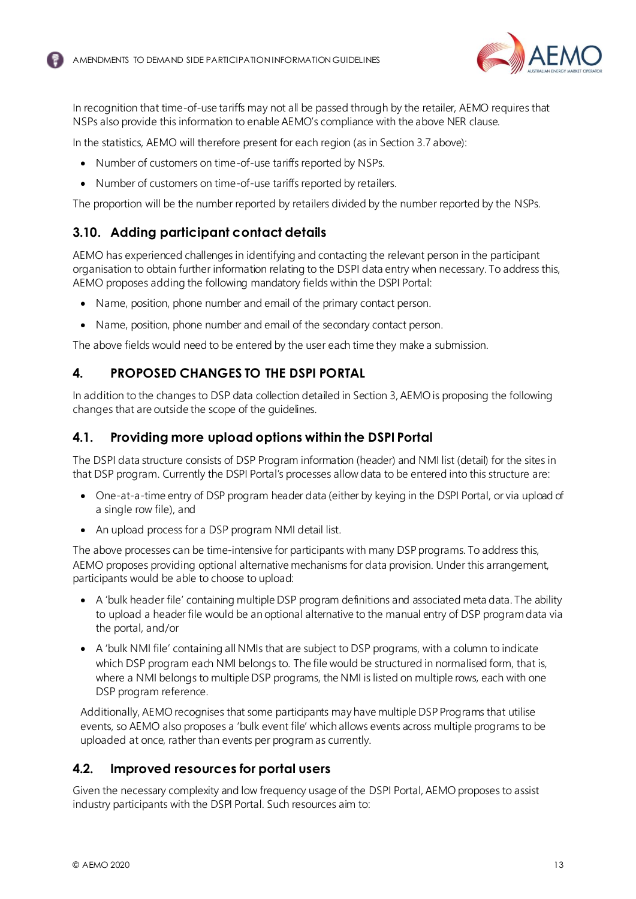In recognition that time-of-use tariffs may not all be passed through by the retailer, AEMO requires that NSPs also provide this information to enable AEMO's compliance with the above NER clause.

In the statistics, AEMO will therefore present for each region (as in Section 3.7 above):

- Number of customers on time-of-use tariffs reported by NSPs.
- Number of customers on time-of-use tariffs reported by retailers.

The proportion will be the number reported by retailers divided by the number reported by the NSPs.

### 3.10. Adding participant contact details

AEMO has experienced challenges in identifying and contacting the relevant person in the participant organisation to obtain further information relating to the DSPI data entry when necessary. To address this, AEMO proposes adding the following mandatory fields within the DSPI Portal:

- Name, position, phone number and email of the primary contact person.
- Name, position, phone number and email of the secondary contact person.

The above fields would need to be entered by the user each time they make a submission.

## 4. PROPOSED CHANGES TO THE DSPI PORTAL

In addition to the changes to DSP data collection detailed in Section 3, AEMO is proposing the following changes that are outside the scope of the guidelines.

### 4.1. Providing more upload options within the DSPI Portal

The DSPI data structure consists of DSP Program information (header) and NMI list (detail) for the sites in that DSP program. Currently the DSPI Portal's processes allow data to be entered into this structure are:

- One-at-a-time entry of DSP program header data (either by keying in the DSPI Portal, or via upload of a single row file), and
- An upload process for a DSP program NMI detail list.

The above processes can be time-intensive for participants with many DSP programs. To address this, AEMO proposes providing optional alternative mechanisms for data provision. Under this arrangement, participants would be able to choose to upload:

- A 'bulk header file' containing multiple DSP program definitions and associated meta data. The ability to upload a header file would be an optional alternative to the manual entry of DSP program data via the portal, and/or
- A 'bulk NMI file' containing all NMIs that are subject to DSP programs, with a column to indicate which DSP program each NMI belongs to. The file would be structured in normalised form, that is, where a NMI belongs to multiple DSP programs, the NMI is listed on multiple rows, each with one DSP program reference.

Additionally, AEMO recognises that some participants may have multiple DSP Programs that utilise events, so AEMO also proposes a 'bulk event file' which allows events across multiple programs to be uploaded at once, rather than events per program as currently.

### 4.2. Improved resources for portal users

Given the necessary complexity and low frequency usage of the DSPI Portal, AEMO proposes to assist industry participants with the DSPI Portal. Such resources aim to: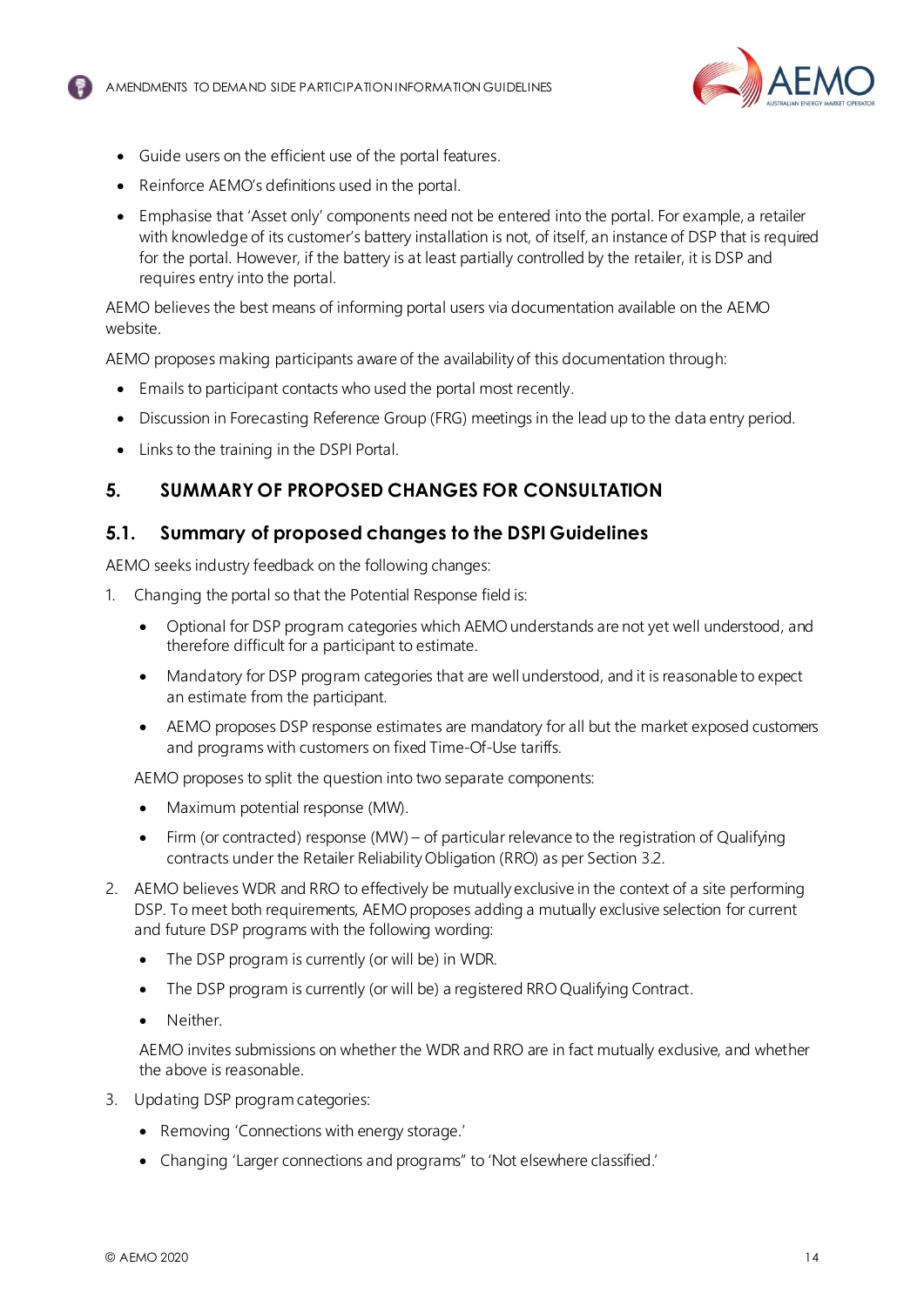- Guide users on the efficient use of the portal features.
- Reinforce AEMO's definitions used in the portal.
- Emphasise that 'Asset only' components need not be entered into the portal. For example, a retailer with knowledge of its customer's battery installation is not, of itself, an instance of DSP that is required for the portal. However, if the battery is at least partially controlled by the retailer, it is DSP and requires entry into the portal.

AEMO believes the best means of informing portal users via documentation available on the AEMO website.

AEMO proposes making participants aware of the availability of this documentation through:

- Emails to participant contacts who used the portal most recently.
- Discussion in Forecasting Reference Group (FRG) meetings in the lead up to the data entry period.
- Links to the training in the DSPI Portal.

# 5. SUMMARY OF PROPOSED CHANGES FOR CONSULTATION

## 5.1. Summary of proposed changes to the DSPI Guidelines

AEMO seeks industry feedback on the following changes:

1. Changing the portal so that the Potential Response field is:
   - Optional for DSP program categories which AEMO understands are not yet well understood, and therefore difficult for a participant to estimate.
   - Mandatory for DSP program categories that are well understood, and it is reasonable to expect an estimate from the participant.
   - AEMO proposes DSP response estimates are mandatory for all but the market exposed customers and programs with customers on fixed Time-Of-Use tariffs.

   AEMO proposes to split the question into two separate components:

   - Maximum potential response (MW).
   - Firm (or contracted) response (MW) – of particular relevance to the registration of Qualifying contracts under the Retailer Reliability Obligation (RRO) as per Section 3.2.
2. AEMO believes WDR and RRO to effectively be mutually exclusive in the context of a site performing DSP. To meet both requirements, AEMO proposes adding a mutually exclusive selection for current and future DSP programs with the following wording:
   - The DSP program is currently (or will be) in WDR.
   - The DSP program is currently (or will be) a registered RRO Qualifying Contract.
   - Neither.

   AEMO invites submissions on whether the WDR and RRO are in fact mutually exclusive, and whether the above is reasonable.
3. Updating DSP program categories:
   - Removing 'Connections with energy storage.'
   - Changing 'Larger connections and programs" to 'Not elsewhere classified.'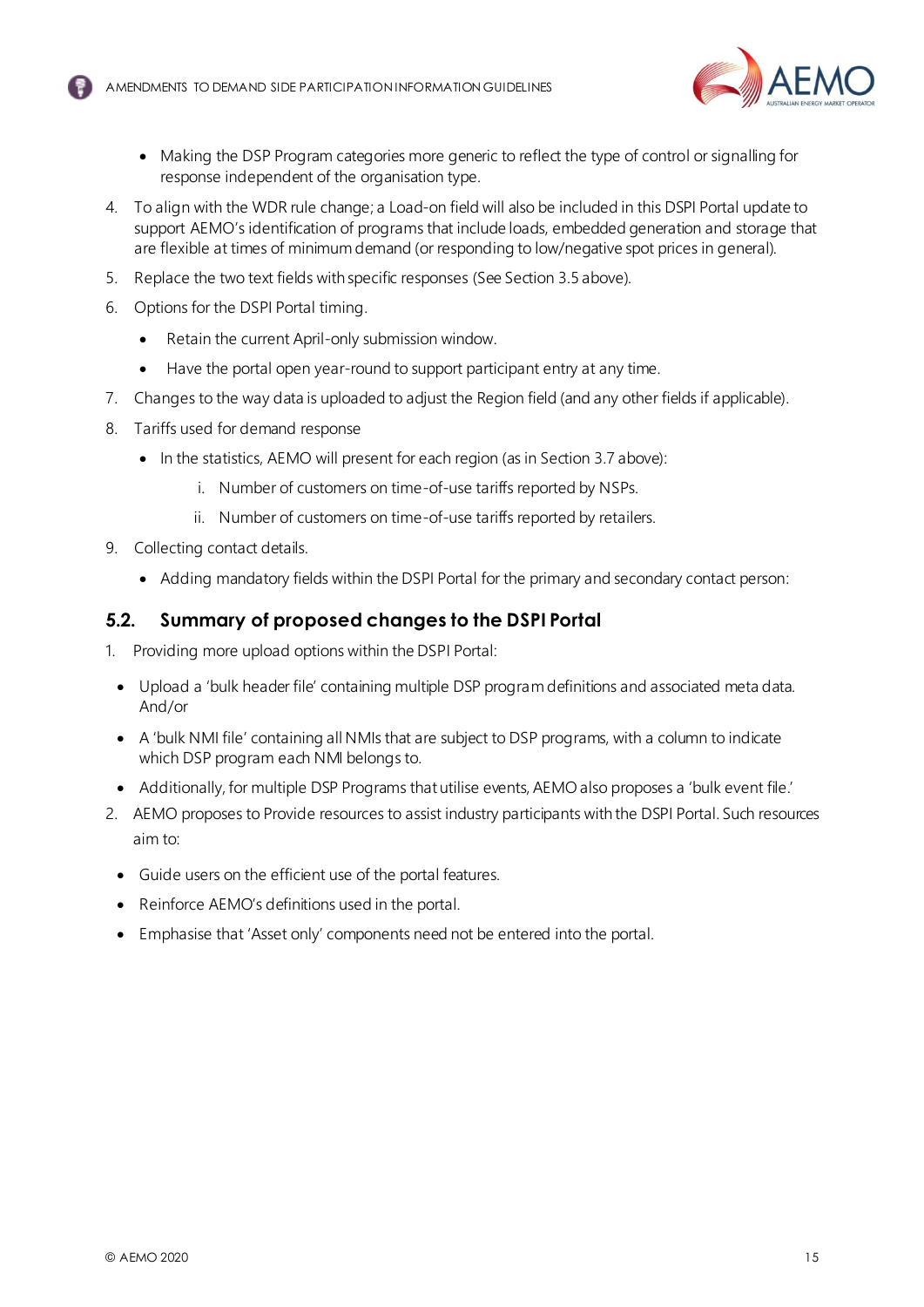- Making the DSP Program categories more generic to reflect the type of control or signalling for response independent of the organisation type.

4. To align with the WDR rule change; a Load-on field will also be included in this DSPI Portal update to support AEMO's identification of programs that include loads, embedded generation and storage that are flexible at times of minimum demand (or responding to low/negative spot prices in general).
5. Replace the two text fields with specific responses (See Section 3.5 above).
6. Options for the DSPI Portal timing.
   - Retain the current April-only submission window.
   - Have the portal open year-round to support participant entry at any time.
7. Changes to the way data is uploaded to adjust the Region field (and any other fields if applicable).
8. Tariffs used for demand response
   - In the statistics, AEMO will present for each region (as in Section 3.7 above):
     i. Number of customers on time-of-use tariffs reported by NSPs.
     ii. Number of customers on time-of-use tariffs reported by retailers.
9. Collecting contact details.
   - Adding mandatory fields within the DSPI Portal for the primary and secondary contact person:

## 5.2. Summary of proposed changes to the DSPI Portal

1. Providing more upload options within the DSPI Portal:

- Upload a 'bulk header file' containing multiple DSP program definitions and associated meta data. And/or
- A 'bulk NMI file' containing all NMIs that are subject to DSP programs, with a column to indicate which DSP program each NMI belongs to.
- Additionally, for multiple DSP Programs that utilise events, AEMO also proposes a 'bulk event file.'

2. AEMO proposes to Provide resources to assist industry participants with the DSPI Portal. Such resources aim to:

- Guide users on the efficient use of the portal features.
- Reinforce AEMO's definitions used in the portal.
- Emphasise that 'Asset only' components need not be entered into the portal.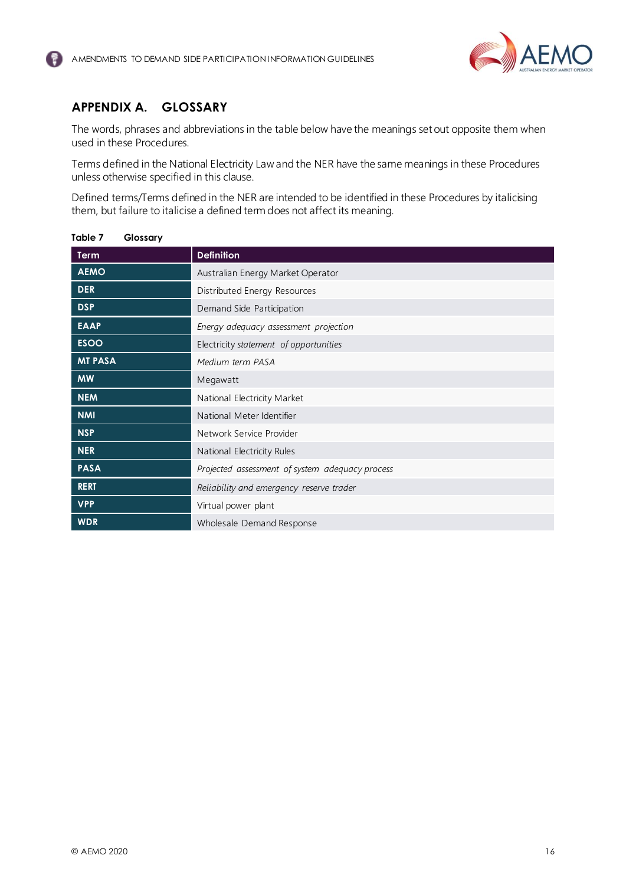# APPENDIX A. GLOSSARY

The words, phrases and abbreviations in the table below have the meanings set out opposite them when used in these Procedures.

Terms defined in the National Electricity Law and the NER have the same meanings in these Procedures unless otherwise specified in this clause.

Defined terms/Terms defined in the NER are intended to be identified in these Procedures by italicising them, but failure to italicise a defined term does not affect its meaning.

Table 7 Glossary

| Term | Definition |
|---|---|
| **AEMO** | Australian Energy Market Operator |
| **DER** | Distributed Energy Resources |
| **DSP** | Demand Side Participation |
| **EAAP** | *Energy adequacy assessment projection* |
| **ESOO** | Electricity *statement of opportunities* |
| **MT PASA** | *Medium term PASA* |
| **MW** | Megawatt |
| **NEM** | National Electricity Market |
| **NMI** | National Meter Identifier |
| **NSP** | Network Service Provider |
| **NER** | National Electricity Rules |
| **PASA** | *Projected assessment of system adequacy process* |
| **RERT** | *Reliability and emergency reserve trader* |
| **VPP** | Virtual power plant |
| **WDR** | Wholesale Demand Response |